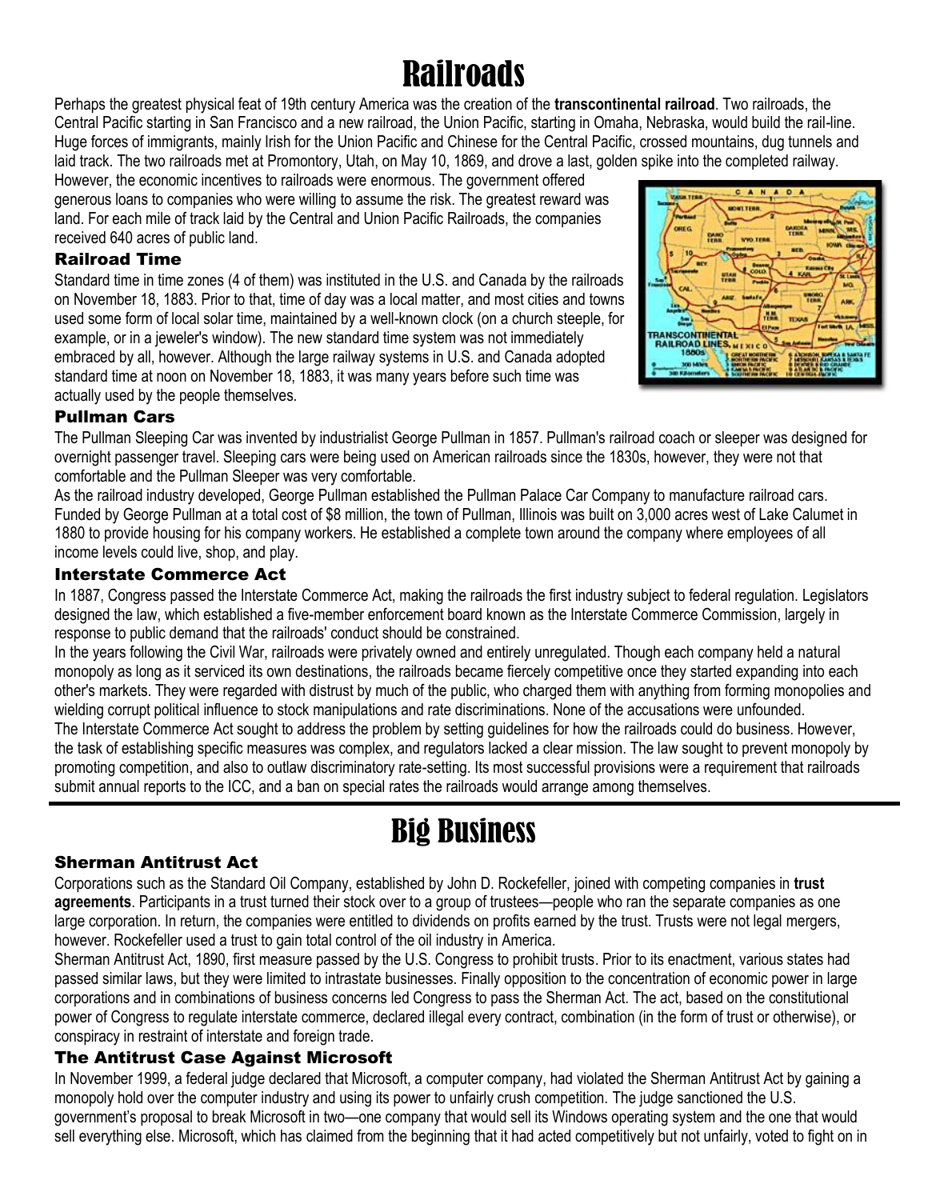# Railroads

Perhaps the greatest physical feat of 19th century America was the creation of the **transcontinental railroad**. Two railroads, the Central Pacific starting in San Francisco and a new railroad, the Union Pacific, starting in Omaha, Nebraska, would build the rail-line. Huge forces of immigrants, mainly Irish for the Union Pacific and Chinese for the Central Pacific, crossed mountains, dug tunnels and laid track. The two railroads met at Promontory, Utah, on May 10, 1869, and drove a last, golden spike into the completed railway.

However, the economic incentives to railroads were enormous. The government offered generous loans to companies who were willing to assume the risk. The greatest reward was land. For each mile of track laid by the Central and Union Pacific Railroads, the companies received 640 acres of public land.

### Railroad Time

Standard time in time zones (4 of them) was instituted in the U.S. and Canada by the railroads on November 18, 1883. Prior to that, time of day was a local matter, and most cities and towns used some form of local solar time, maintained by a well-known clock (on a church steeple, for example, or in a jeweler's window). The new standard time system was not immediately embraced by all, however. Although the large railway systems in U.S. and Canada adopted standard time at noon on November 18, 1883, it was many years before such time was actually used by the people themselves.

### Pullman Cars

The Pullman Sleeping Car was invented by industrialist George Pullman in 1857. Pullman's railroad coach or sleeper was designed for overnight passenger travel. Sleeping cars were being used on American railroads since the 1830s, however, they were not that comfortable and the Pullman Sleeper was very comfortable.

As the railroad industry developed, George Pullman established the Pullman Palace Car Company to manufacture railroad cars. Funded by George Pullman at a total cost of $8 million, the town of Pullman, Illinois was built on 3,000 acres west of Lake Calumet in 1880 to provide housing for his company workers. He established a complete town around the company where employees of all income levels could live, shop, and play.

### Interstate Commerce Act

In 1887, Congress passed the Interstate Commerce Act, making the railroads the first industry subject to federal regulation. Legislators designed the law, which established a five-member enforcement board known as the Interstate Commerce Commission, largely in response to public demand that the railroads' conduct should be constrained.

In the years following the Civil War, railroads were privately owned and entirely unregulated. Though each company held a natural monopoly as long as it serviced its own destinations, the railroads became fiercely competitive once they started expanding into each other's markets. They were regarded with distrust by much of the public, who charged them with anything from forming monopolies and wielding corrupt political influence to stock manipulations and rate discriminations. None of the accusations were unfounded.

The Interstate Commerce Act sought to address the problem by setting guidelines for how the railroads could do business. However, the task of establishing specific measures was complex, and regulators lacked a clear mission. The law sought to prevent monopoly by promoting competition, and also to outlaw discriminatory rate-setting. Its most successful provisions were a requirement that railroads submit annual reports to the ICC, and a ban on special rates the railroads would arrange among themselves.

# Big Business

### Sherman Antitrust Act

Corporations such as the Standard Oil Company, established by John D. Rockefeller, joined with competing companies in **trust agreements**. Participants in a trust turned their stock over to a group of trustees—people who ran the separate companies as one large corporation. In return, the companies were entitled to dividends on profits earned by the trust. Trusts were not legal mergers, however. Rockefeller used a trust to gain total control of the oil industry in America.

Sherman Antitrust Act, 1890, first measure passed by the U.S. Congress to prohibit trusts. Prior to its enactment, various states had passed similar laws, but they were limited to intrastate businesses. Finally opposition to the concentration of economic power in large corporations and in combinations of business concerns led Congress to pass the Sherman Act. The act, based on the constitutional power of Congress to regulate interstate commerce, declared illegal every contract, combination (in the form of trust or otherwise), or conspiracy in restraint of interstate and foreign trade.

### The Antitrust Case Against Microsoft

In November 1999, a federal judge declared that Microsoft, a computer company, had violated the Sherman Antitrust Act by gaining a monopoly hold over the computer industry and using its power to unfairly crush competition. The judge sanctioned the U.S. government's proposal to break Microsoft in two—one company that would sell its Windows operating system and the one that would sell everything else. Microsoft, which has claimed from the beginning that it had acted competitively but not unfairly, voted to fight on in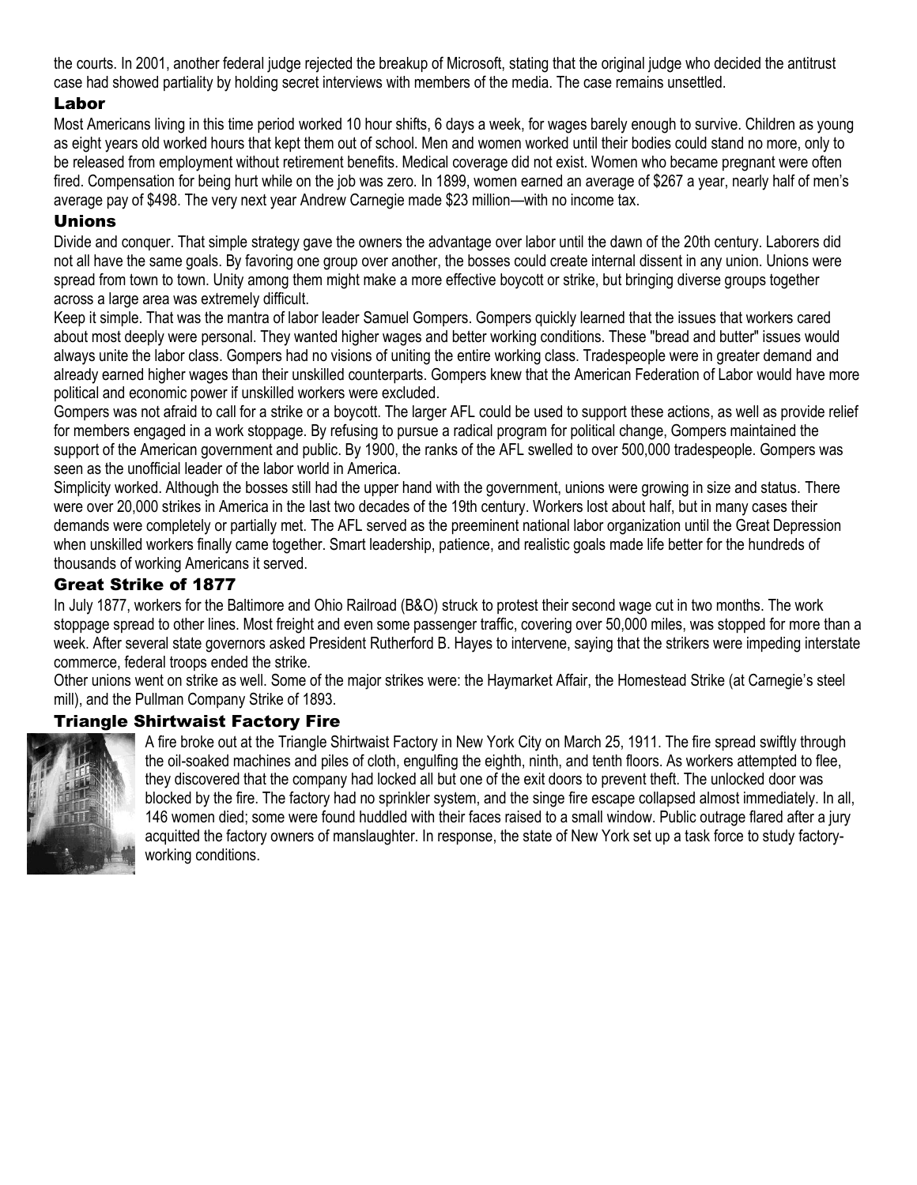the courts. In 2001, another federal judge rejected the breakup of Microsoft, stating that the original judge who decided the antitrust case had showed partiality by holding secret interviews with members of the media. The case remains unsettled.

## Labor

Most Americans living in this time period worked 10 hour shifts, 6 days a week, for wages barely enough to survive. Children as young as eight years old worked hours that kept them out of school. Men and women worked until their bodies could stand no more, only to be released from employment without retirement benefits. Medical coverage did not exist. Women who became pregnant were often fired. Compensation for being hurt while on the job was zero. In 1899, women earned an average of $267 a year, nearly half of men's average pay of $498. The very next year Andrew Carnegie made $23 million—with no income tax.

## Unions

Divide and conquer. That simple strategy gave the owners the advantage over labor until the dawn of the 20th century. Laborers did not all have the same goals. By favoring one group over another, the bosses could create internal dissent in any union. Unions were spread from town to town. Unity among them might make a more effective boycott or strike, but bringing diverse groups together across a large area was extremely difficult.

Keep it simple. That was the mantra of labor leader Samuel Gompers. Gompers quickly learned that the issues that workers cared about most deeply were personal. They wanted higher wages and better working conditions. These "bread and butter" issues would always unite the labor class. Gompers had no visions of uniting the entire working class. Tradespeople were in greater demand and already earned higher wages than their unskilled counterparts. Gompers knew that the American Federation of Labor would have more political and economic power if unskilled workers were excluded.

Gompers was not afraid to call for a strike or a boycott. The larger AFL could be used to support these actions, as well as provide relief for members engaged in a work stoppage. By refusing to pursue a radical program for political change, Gompers maintained the support of the American government and public. By 1900, the ranks of the AFL swelled to over 500,000 tradespeople. Gompers was seen as the unofficial leader of the labor world in America.

Simplicity worked. Although the bosses still had the upper hand with the government, unions were growing in size and status. There were over 20,000 strikes in America in the last two decades of the 19th century. Workers lost about half, but in many cases their demands were completely or partially met. The AFL served as the preeminent national labor organization until the Great Depression when unskilled workers finally came together. Smart leadership, patience, and realistic goals made life better for the hundreds of thousands of working Americans it served.

## Great Strike of 1877

In July 1877, workers for the Baltimore and Ohio Railroad (B&O) struck to protest their second wage cut in two months. The work stoppage spread to other lines. Most freight and even some passenger traffic, covering over 50,000 miles, was stopped for more than a week. After several state governors asked President Rutherford B. Hayes to intervene, saying that the strikers were impeding interstate commerce, federal troops ended the strike.

Other unions went on strike as well. Some of the major strikes were: the Haymarket Affair, the Homestead Strike (at Carnegie's steel mill), and the Pullman Company Strike of 1893.

## Triangle Shirtwaist Factory Fire

A fire broke out at the Triangle Shirtwaist Factory in New York City on March 25, 1911. The fire spread swiftly through the oil-soaked machines and piles of cloth, engulfing the eighth, ninth, and tenth floors. As workers attempted to flee, they discovered that the company had locked all but one of the exit doors to prevent theft. The unlocked door was blocked by the fire. The factory had no sprinkler system, and the singe fire escape collapsed almost immediately. In all, 146 women died; some were found huddled with their faces raised to a small window. Public outrage flared after a jury acquitted the factory owners of manslaughter. In response, the state of New York set up a task force to study factory-working conditions.